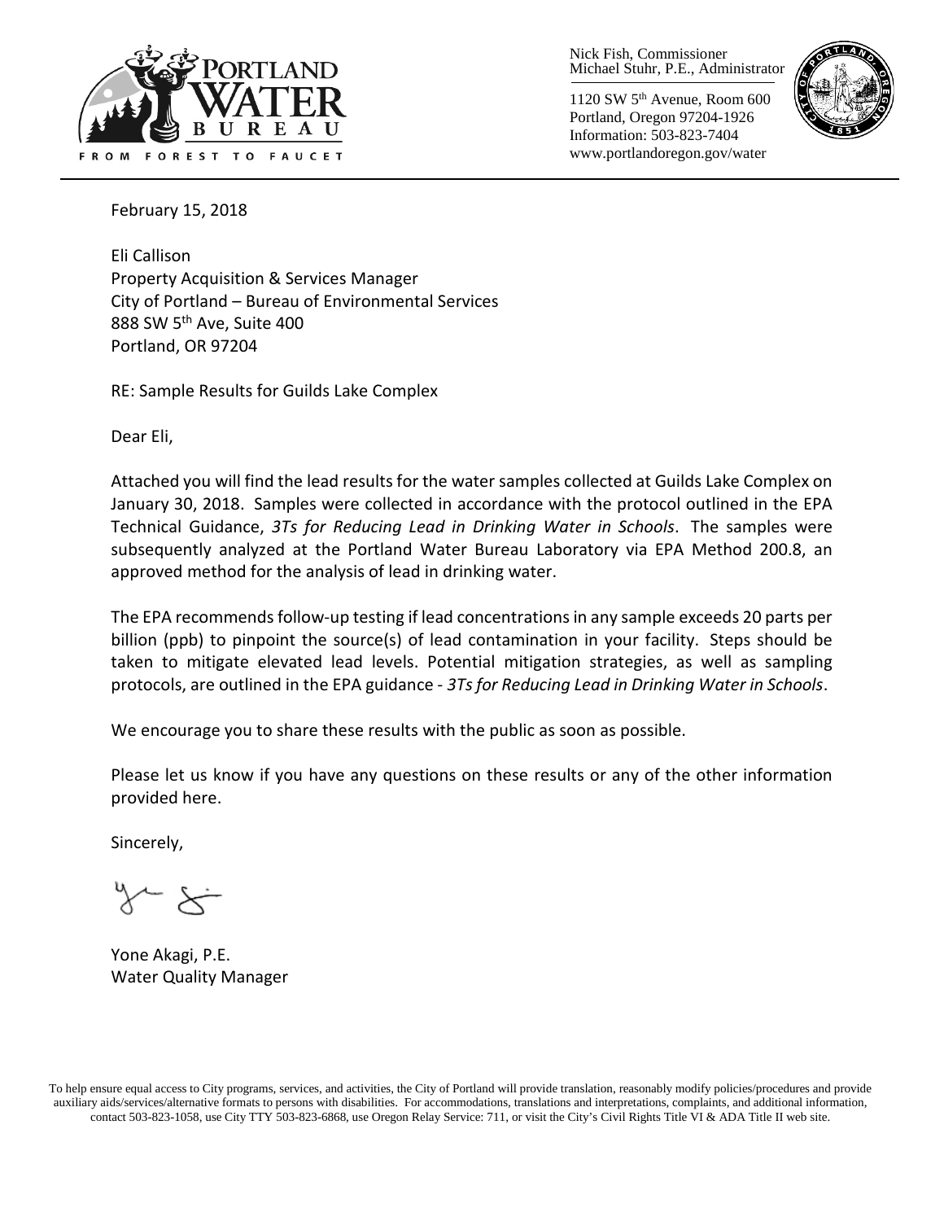Nick Fish, Commissioner
Michael Stuhr, P.E., Administrator

1120 SW 5th Avenue, Room 600
Portland, Oregon 97204-1926
Information: 503-823-7404
www.portlandoregon.gov/water

February 15, 2018

Eli Callison
Property Acquisition & Services Manager
City of Portland – Bureau of Environmental Services
888 SW 5th Ave, Suite 400
Portland, OR 97204

RE: Sample Results for Guilds Lake Complex

Dear Eli,

Attached you will find the lead results for the water samples collected at Guilds Lake Complex on January 30, 2018. Samples were collected in accordance with the protocol outlined in the EPA Technical Guidance, *3Ts for Reducing Lead in Drinking Water in Schools*. The samples were subsequently analyzed at the Portland Water Bureau Laboratory via EPA Method 200.8, an approved method for the analysis of lead in drinking water.

The EPA recommends follow-up testing if lead concentrations in any sample exceeds 20 parts per billion (ppb) to pinpoint the source(s) of lead contamination in your facility. Steps should be taken to mitigate elevated lead levels. Potential mitigation strategies, as well as sampling protocols, are outlined in the EPA guidance - *3Ts for Reducing Lead in Drinking Water in Schools*.

We encourage you to share these results with the public as soon as possible.

Please let us know if you have any questions on these results or any of the other information provided here.

Sincerely,

Yone Akagi, P.E.
Water Quality Manager

To help ensure equal access to City programs, services, and activities, the City of Portland will provide translation, reasonably modify policies/procedures and provide auxiliary aids/services/alternative formats to persons with disabilities. For accommodations, translations and interpretations, complaints, and additional information, contact 503-823-1058, use City TTY 503-823-6868, use Oregon Relay Service: 711, or visit the City's Civil Rights Title VI & ADA Title II web site.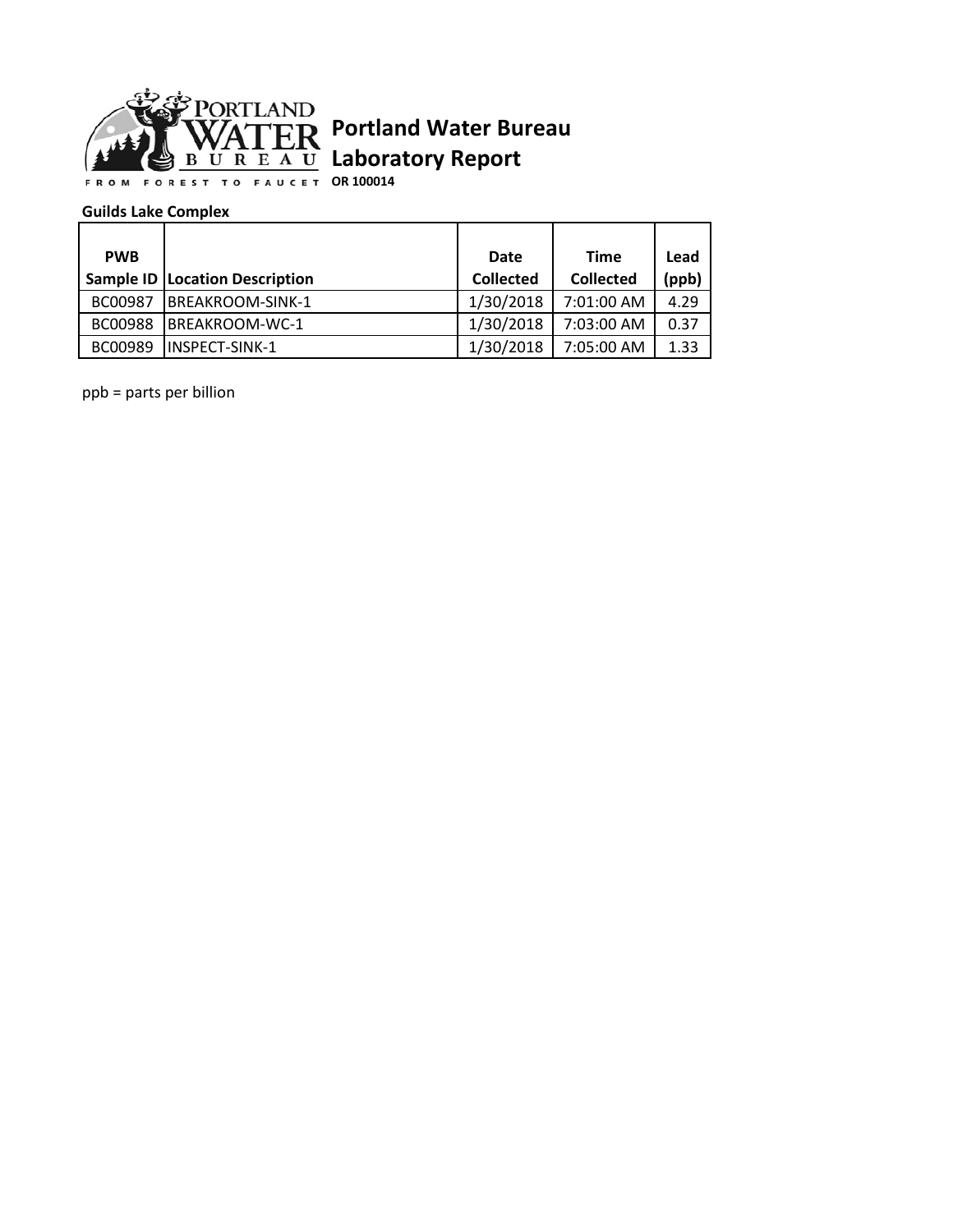# Portland Water Bureau
## Laboratory Report
**OR 100014**

**Guilds Lake Complex**

| PWB Sample ID | Location Description | Date Collected | Time Collected | Lead (ppb) |
|---|---|---|---|---|
| BC00987 | BREAKROOM-SINK-1 | 1/30/2018 | 7:01:00 AM | 4.29 |
| BC00988 | BREAKROOM-WC-1 | 1/30/2018 | 7:03:00 AM | 0.37 |
| BC00989 | INSPECT-SINK-1 | 1/30/2018 | 7:05:00 AM | 1.33 |

ppb = parts per billion